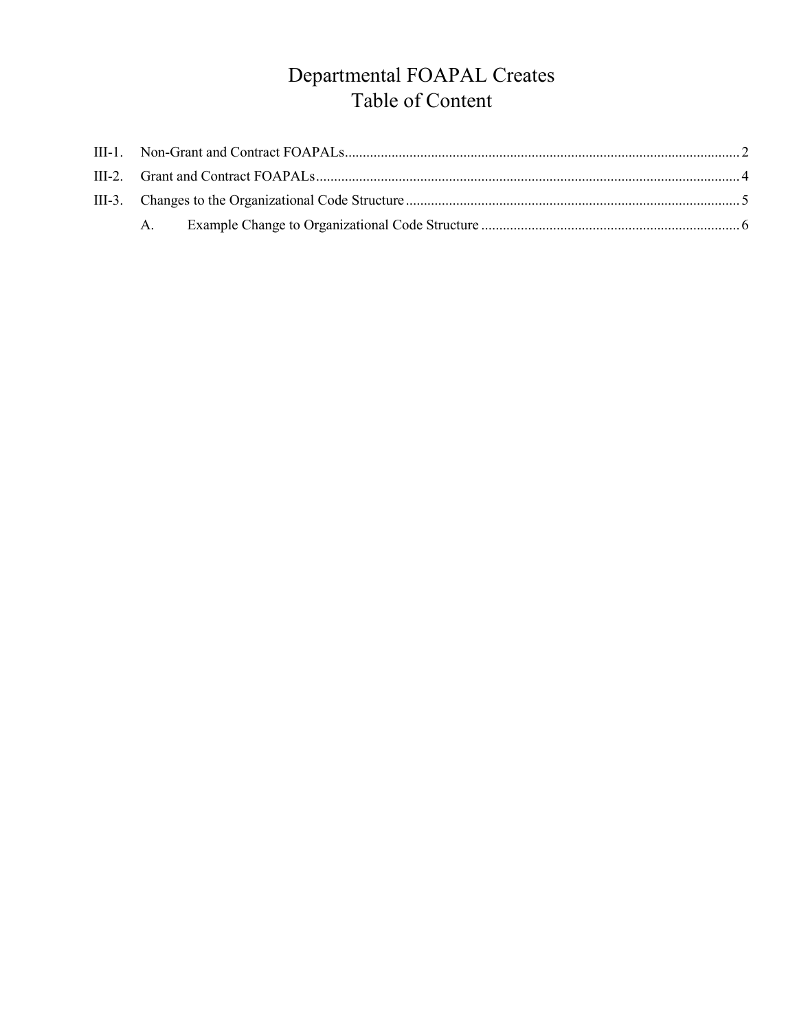# Departmental FOAPAL Creates
# Table of Content

III-1. Non-Grant and Contract FOAPALs .......... 2

III-2. Grant and Contract FOAPALs .......... 4

III-3. Changes to the Organizational Code Structure .......... 5

- A. Example Change to Organizational Code Structure .......... 6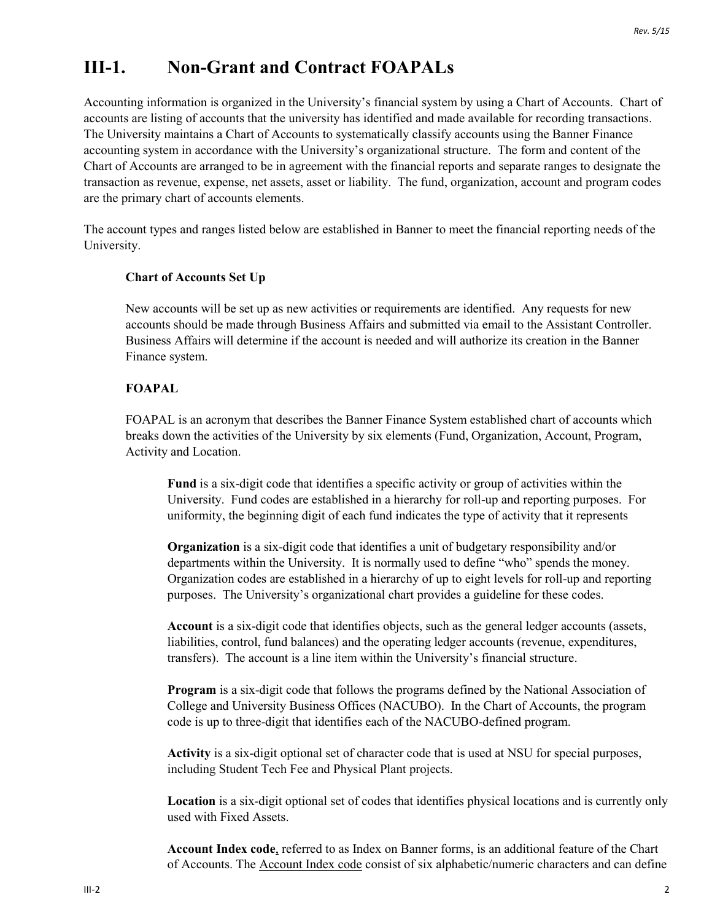# III-1. Non-Grant and Contract FOAPALs

Accounting information is organized in the University's financial system by using a Chart of Accounts. Chart of accounts are listing of accounts that the university has identified and made available for recording transactions. The University maintains a Chart of Accounts to systematically classify accounts using the Banner Finance accounting system in accordance with the University's organizational structure. The form and content of the Chart of Accounts are arranged to be in agreement with the financial reports and separate ranges to designate the transaction as revenue, expense, net assets, asset or liability. The fund, organization, account and program codes are the primary chart of accounts elements.

The account types and ranges listed below are established in Banner to meet the financial reporting needs of the University.

**Chart of Accounts Set Up**

New accounts will be set up as new activities or requirements are identified. Any requests for new accounts should be made through Business Affairs and submitted via email to the Assistant Controller. Business Affairs will determine if the account is needed and will authorize its creation in the Banner Finance system.

**FOAPAL**

FOAPAL is an acronym that describes the Banner Finance System established chart of accounts which breaks down the activities of the University by six elements (Fund, Organization, Account, Program, Activity and Location.

**Fund** is a six-digit code that identifies a specific activity or group of activities within the University. Fund codes are established in a hierarchy for roll-up and reporting purposes. For uniformity, the beginning digit of each fund indicates the type of activity that it represents

**Organization** is a six-digit code that identifies a unit of budgetary responsibility and/or departments within the University. It is normally used to define "who" spends the money. Organization codes are established in a hierarchy of up to eight levels for roll-up and reporting purposes. The University's organizational chart provides a guideline for these codes.

**Account** is a six-digit code that identifies objects, such as the general ledger accounts (assets, liabilities, control, fund balances) and the operating ledger accounts (revenue, expenditures, transfers). The account is a line item within the University's financial structure.

**Program** is a six-digit code that follows the programs defined by the National Association of College and University Business Offices (NACUBO). In the Chart of Accounts, the program code is up to three-digit that identifies each of the NACUBO-defined program.

**Activity** is a six-digit optional set of character code that is used at NSU for special purposes, including Student Tech Fee and Physical Plant projects.

**Location** is a six-digit optional set of codes that identifies physical locations and is currently only used with Fixed Assets.

**Account Index code**, referred to as Index on Banner forms, is an additional feature of the Chart of Accounts. The Account Index code consist of six alphabetic/numeric characters and can define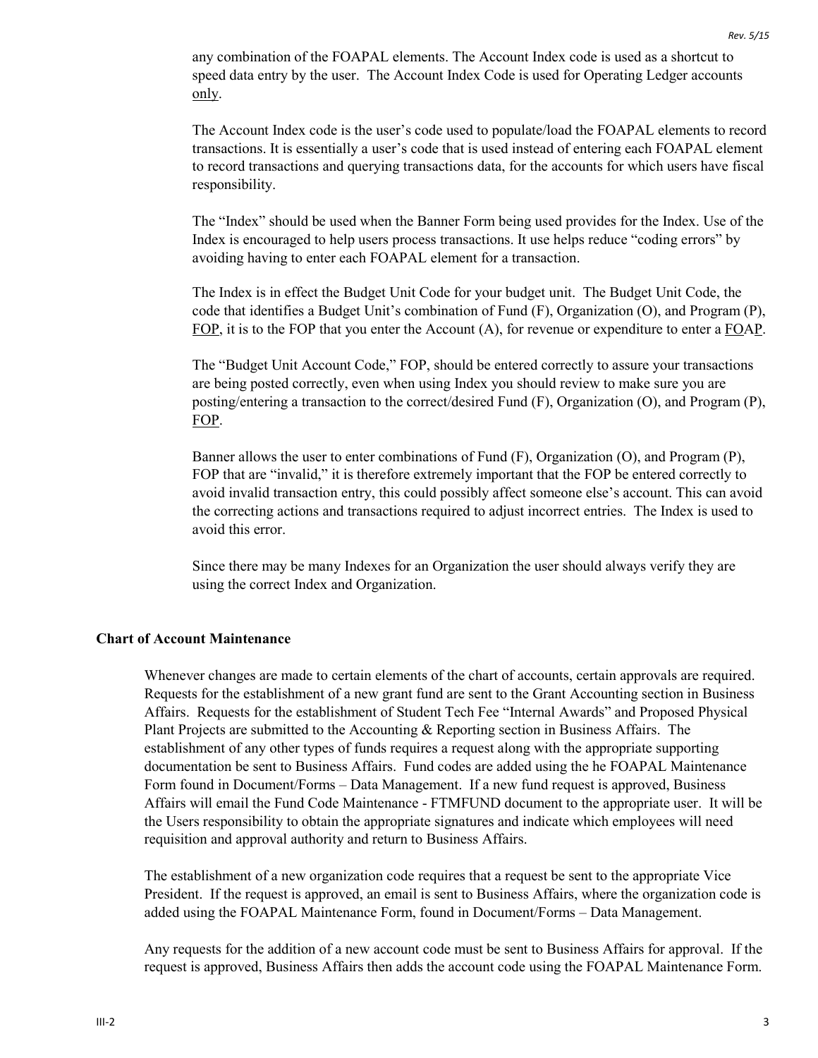any combination of the FOAPAL elements. The Account Index code is used as a shortcut to speed data entry by the user. The Account Index Code is used for Operating Ledger accounts only.

The Account Index code is the user's code used to populate/load the FOAPAL elements to record transactions. It is essentially a user's code that is used instead of entering each FOAPAL element to record transactions and querying transactions data, for the accounts for which users have fiscal responsibility.

The "Index" should be used when the Banner Form being used provides for the Index. Use of the Index is encouraged to help users process transactions. It use helps reduce "coding errors" by avoiding having to enter each FOAPAL element for a transaction.

The Index is in effect the Budget Unit Code for your budget unit. The Budget Unit Code, the code that identifies a Budget Unit's combination of Fund (F), Organization (O), and Program (P), FOP, it is to the FOP that you enter the Account (A), for revenue or expenditure to enter a FOAP.

The "Budget Unit Account Code," FOP, should be entered correctly to assure your transactions are being posted correctly, even when using Index you should review to make sure you are posting/entering a transaction to the correct/desired Fund (F), Organization (O), and Program (P), FOP.

Banner allows the user to enter combinations of Fund (F), Organization (O), and Program (P), FOP that are "invalid," it is therefore extremely important that the FOP be entered correctly to avoid invalid transaction entry, this could possibly affect someone else's account. This can avoid the correcting actions and transactions required to adjust incorrect entries. The Index is used to avoid this error.

Since there may be many Indexes for an Organization the user should always verify they are using the correct Index and Organization.

**Chart of Account Maintenance**

Whenever changes are made to certain elements of the chart of accounts, certain approvals are required. Requests for the establishment of a new grant fund are sent to the Grant Accounting section in Business Affairs. Requests for the establishment of Student Tech Fee "Internal Awards" and Proposed Physical Plant Projects are submitted to the Accounting & Reporting section in Business Affairs. The establishment of any other types of funds requires a request along with the appropriate supporting documentation be sent to Business Affairs. Fund codes are added using the he FOAPAL Maintenance Form found in Document/Forms – Data Management. If a new fund request is approved, Business Affairs will email the Fund Code Maintenance - FTMFUND document to the appropriate user. It will be the Users responsibility to obtain the appropriate signatures and indicate which employees will need requisition and approval authority and return to Business Affairs.

The establishment of a new organization code requires that a request be sent to the appropriate Vice President. If the request is approved, an email is sent to Business Affairs, where the organization code is added using the FOAPAL Maintenance Form, found in Document/Forms – Data Management.

Any requests for the addition of a new account code must be sent to Business Affairs for approval. If the request is approved, Business Affairs then adds the account code using the FOAPAL Maintenance Form.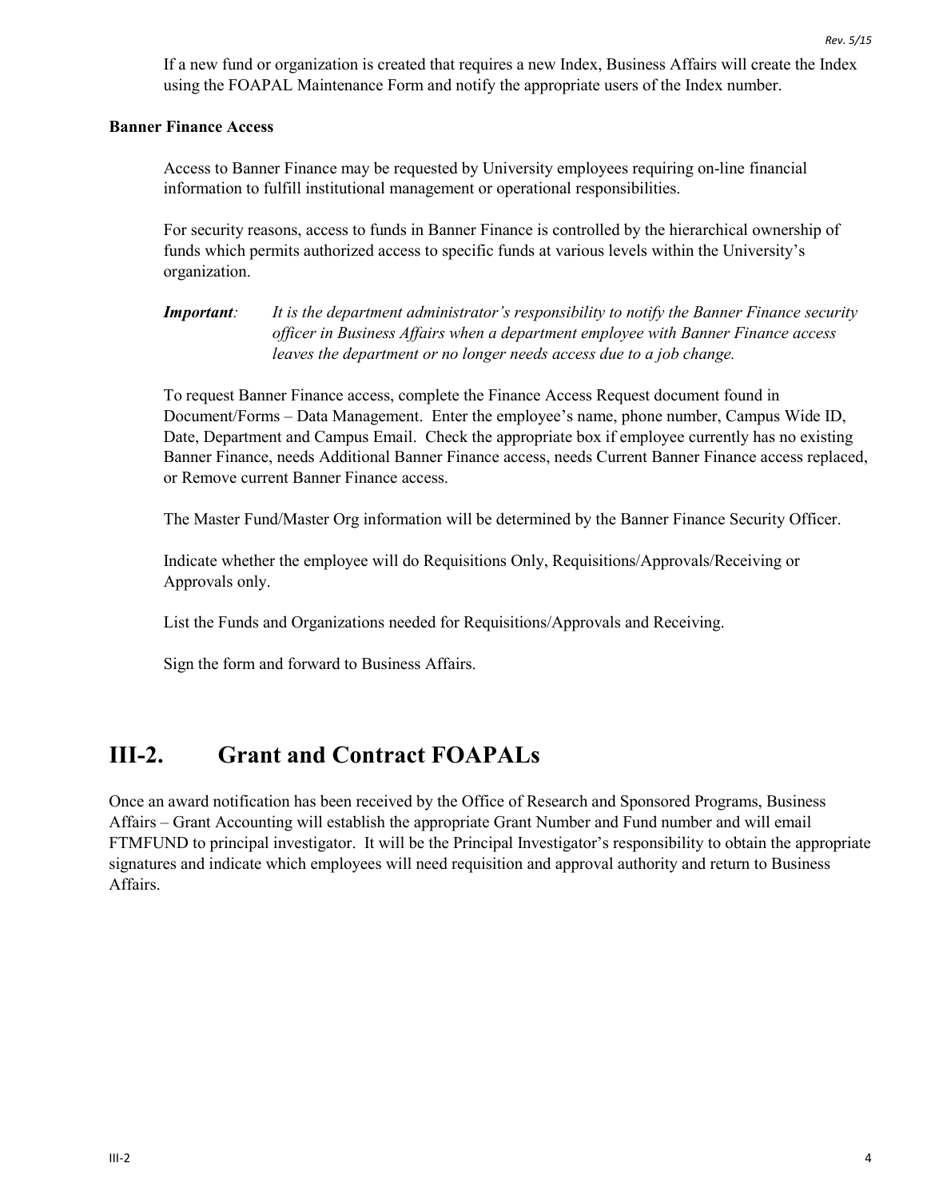If a new fund or organization is created that requires a new Index, Business Affairs will create the Index using the FOAPAL Maintenance Form and notify the appropriate users of the Index number.

**Banner Finance Access**

Access to Banner Finance may be requested by University employees requiring on-line financial information to fulfill institutional management or operational responsibilities.

For security reasons, access to funds in Banner Finance is controlled by the hierarchical ownership of funds which permits authorized access to specific funds at various levels within the University's organization.

***Important***: *It is the department administrator's responsibility to notify the Banner Finance security officer in Business Affairs when a department employee with Banner Finance access leaves the department or no longer needs access due to a job change.*

To request Banner Finance access, complete the Finance Access Request document found in Document/Forms – Data Management. Enter the employee's name, phone number, Campus Wide ID, Date, Department and Campus Email. Check the appropriate box if employee currently has no existing Banner Finance, needs Additional Banner Finance access, needs Current Banner Finance access replaced, or Remove current Banner Finance access.

The Master Fund/Master Org information will be determined by the Banner Finance Security Officer.

Indicate whether the employee will do Requisitions Only, Requisitions/Approvals/Receiving or Approvals only.

List the Funds and Organizations needed for Requisitions/Approvals and Receiving.

Sign the form and forward to Business Affairs.

# III-2. Grant and Contract FOAPALs

Once an award notification has been received by the Office of Research and Sponsored Programs, Business Affairs – Grant Accounting will establish the appropriate Grant Number and Fund number and will email FTMFUND to principal investigator. It will be the Principal Investigator's responsibility to obtain the appropriate signatures and indicate which employees will need requisition and approval authority and return to Business Affairs.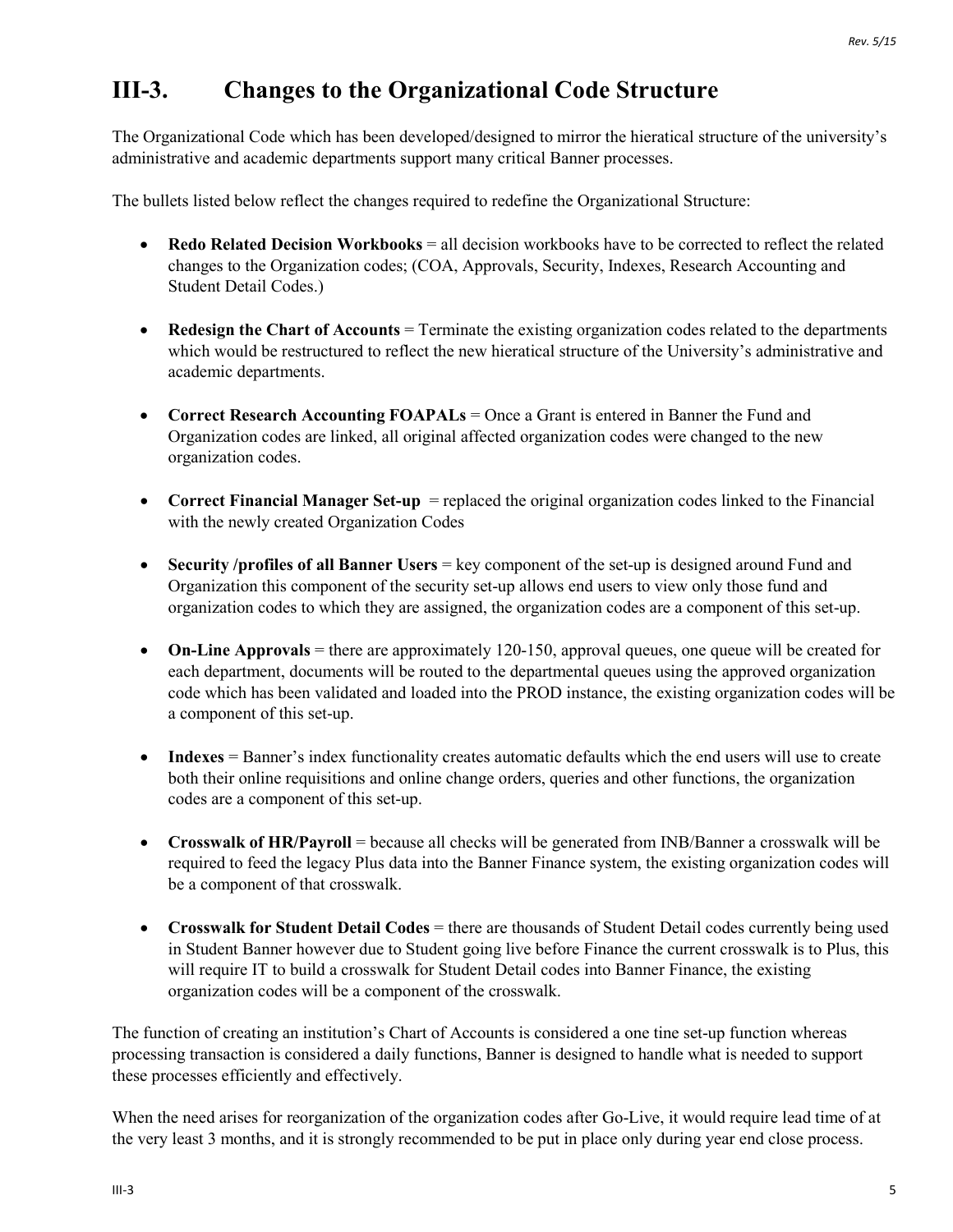## III-3. Changes to the Organizational Code Structure

The Organizational Code which has been developed/designed to mirror the hieratical structure of the university's administrative and academic departments support many critical Banner processes.

The bullets listed below reflect the changes required to redefine the Organizational Structure:

- **Redo Related Decision Workbooks** = all decision workbooks have to be corrected to reflect the related changes to the Organization codes; (COA, Approvals, Security, Indexes, Research Accounting and Student Detail Codes.)

- **Redesign the Chart of Accounts** = Terminate the existing organization codes related to the departments which would be restructured to reflect the new hieratical structure of the University's administrative and academic departments.

- **Correct Research Accounting FOAPALs** = Once a Grant is entered in Banner the Fund and Organization codes are linked, all original affected organization codes were changed to the new organization codes.

- **Correct Financial Manager Set-up** = replaced the original organization codes linked to the Financial with the newly created Organization Codes

- **Security /profiles of all Banner Users** = key component of the set-up is designed around Fund and Organization this component of the security set-up allows end users to view only those fund and organization codes to which they are assigned, the organization codes are a component of this set-up.

- **On-Line Approvals** = there are approximately 120-150, approval queues, one queue will be created for each department, documents will be routed to the departmental queues using the approved organization code which has been validated and loaded into the PROD instance, the existing organization codes will be a component of this set-up.

- **Indexes** = Banner's index functionality creates automatic defaults which the end users will use to create both their online requisitions and online change orders, queries and other functions, the organization codes are a component of this set-up.

- **Crosswalk of HR/Payroll** = because all checks will be generated from INB/Banner a crosswalk will be required to feed the legacy Plus data into the Banner Finance system, the existing organization codes will be a component of that crosswalk.

- **Crosswalk for Student Detail Codes** = there are thousands of Student Detail codes currently being used in Student Banner however due to Student going live before Finance the current crosswalk is to Plus, this will require IT to build a crosswalk for Student Detail codes into Banner Finance, the existing organization codes will be a component of the crosswalk.

The function of creating an institution's Chart of Accounts is considered a one tine set-up function whereas processing transaction is considered a daily functions, Banner is designed to handle what is needed to support these processes efficiently and effectively.

When the need arises for reorganization of the organization codes after Go-Live, it would require lead time of at the very least 3 months, and it is strongly recommended to be put in place only during year end close process.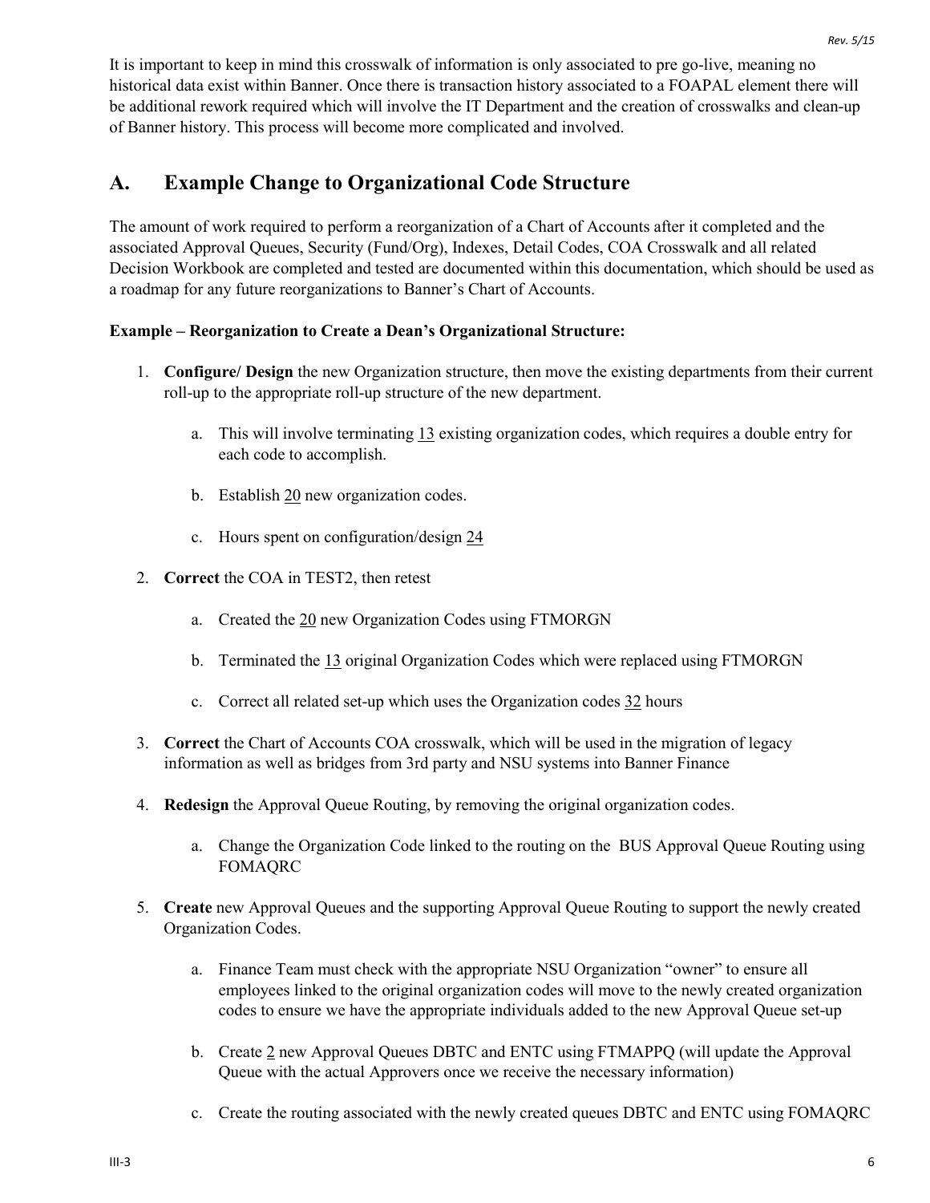It is important to keep in mind this crosswalk of information is only associated to pre go-live, meaning no historical data exist within Banner. Once there is transaction history associated to a FOAPAL element there will be additional rework required which will involve the IT Department and the creation of crosswalks and clean-up of Banner history. This process will become more complicated and involved.

## A. Example Change to Organizational Code Structure

The amount of work required to perform a reorganization of a Chart of Accounts after it completed and the associated Approval Queues, Security (Fund/Org), Indexes, Detail Codes, COA Crosswalk and all related Decision Workbook are completed and tested are documented within this documentation, which should be used as a roadmap for any future reorganizations to Banner's Chart of Accounts.

**Example – Reorganization to Create a Dean's Organizational Structure:**

1. **Configure/ Design** the new Organization structure, then move the existing departments from their current roll-up to the appropriate roll-up structure of the new department.

    a. This will involve terminating 13 existing organization codes, which requires a double entry for each code to accomplish.

    b. Establish 20 new organization codes.

    c. Hours spent on configuration/design 24

2. **Correct** the COA in TEST2, then retest

    a. Created the 20 new Organization Codes using FTMORGN

    b. Terminated the 13 original Organization Codes which were replaced using FTMORGN

    c. Correct all related set-up which uses the Organization codes 32 hours

3. **Correct** the Chart of Accounts COA crosswalk, which will be used in the migration of legacy information as well as bridges from 3rd party and NSU systems into Banner Finance

4. **Redesign** the Approval Queue Routing, by removing the original organization codes.

    a. Change the Organization Code linked to the routing on the BUS Approval Queue Routing using FOMAQRC

5. **Create** new Approval Queues and the supporting Approval Queue Routing to support the newly created Organization Codes.

    a. Finance Team must check with the appropriate NSU Organization "owner" to ensure all employees linked to the original organization codes will move to the newly created organization codes to ensure we have the appropriate individuals added to the new Approval Queue set-up

    b. Create 2 new Approval Queues DBTC and ENTC using FTMAPPQ (will update the Approval Queue with the actual Approvers once we receive the necessary information)

    c. Create the routing associated with the newly created queues DBTC and ENTC using FOMAQRC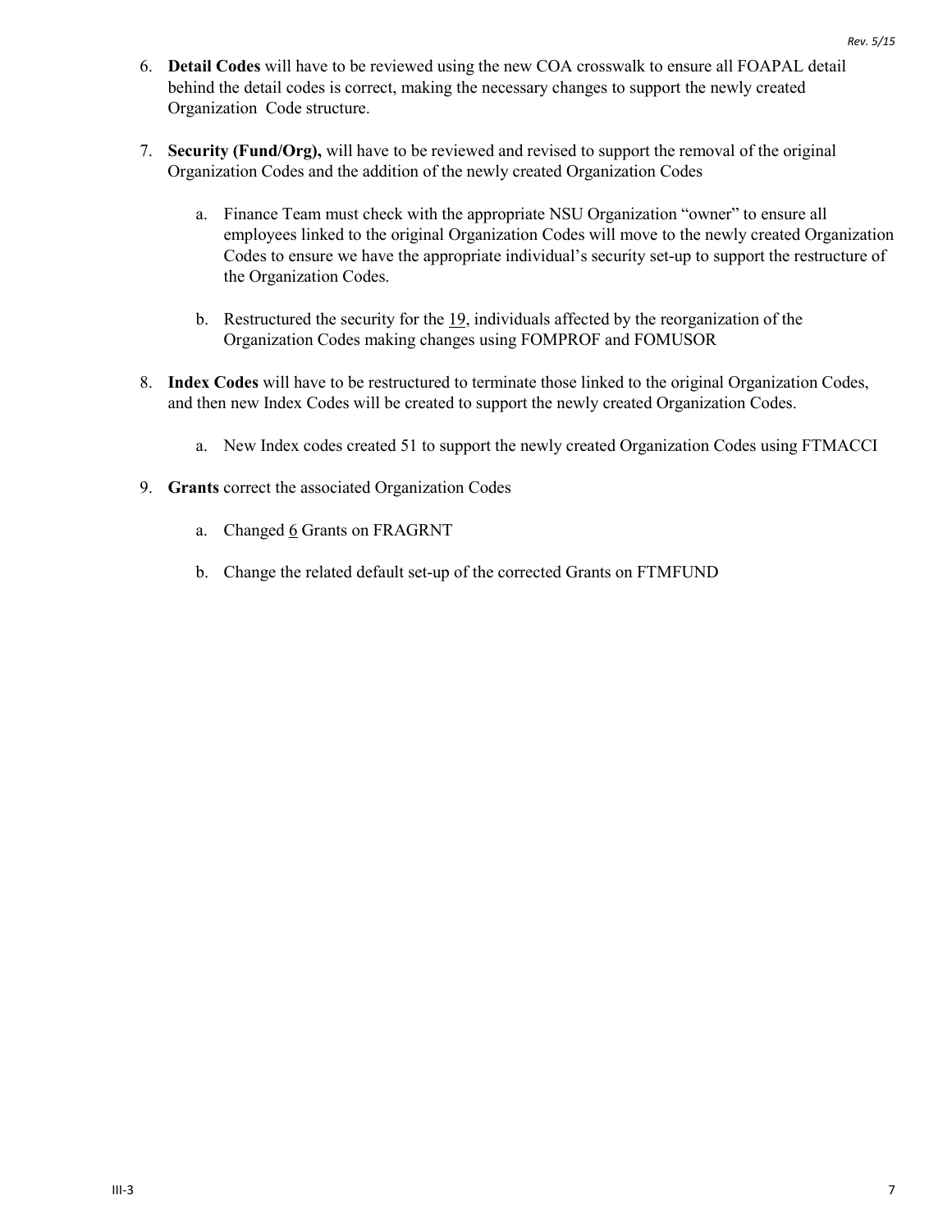6. **Detail Codes** will have to be reviewed using the new COA crosswalk to ensure all FOAPAL detail behind the detail codes is correct, making the necessary changes to support the newly created Organization Code structure.

7. **Security (Fund/Org),** will have to be reviewed and revised to support the removal of the original Organization Codes and the addition of the newly created Organization Codes

   a. Finance Team must check with the appropriate NSU Organization "owner" to ensure all employees linked to the original Organization Codes will move to the newly created Organization Codes to ensure we have the appropriate individual's security set-up to support the restructure of the Organization Codes.

   b. Restructured the security for the 19, individuals affected by the reorganization of the Organization Codes making changes using FOMPROF and FOMUSOR

8. **Index Codes** will have to be restructured to terminate those linked to the original Organization Codes, and then new Index Codes will be created to support the newly created Organization Codes.

   a. New Index codes created 51 to support the newly created Organization Codes using FTMACCI

9. **Grants** correct the associated Organization Codes

   a. Changed 6 Grants on FRAGRNT

   b. Change the related default set-up of the corrected Grants on FTMFUND